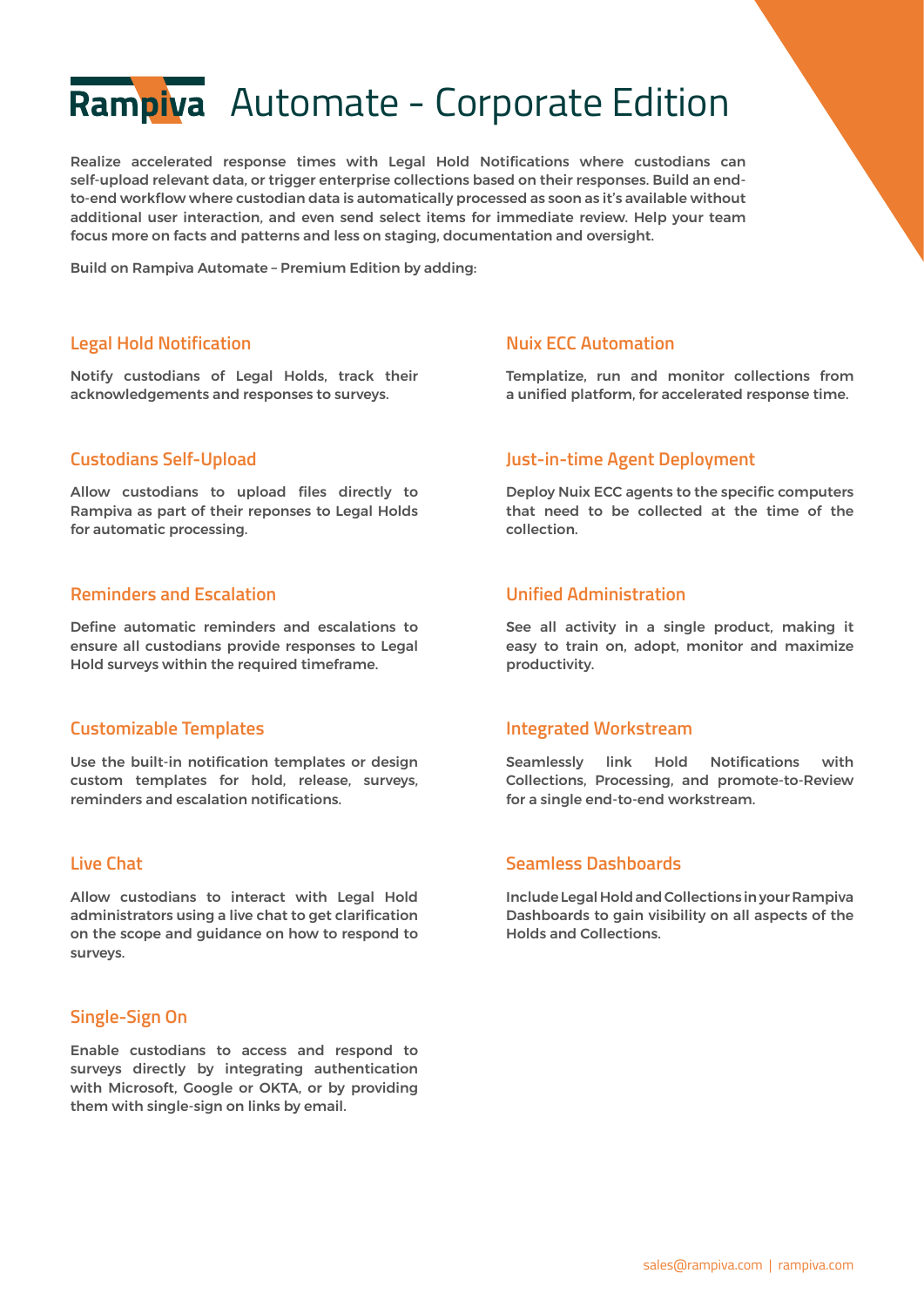# Rampiva Automate - Corporate Edition

Realize accelerated response times with Legal Hold Notifications where custodians can self-upload relevant data, or trigger enterprise collections based on their responses. Build an end-to-end workflow where custodian data is automatically processed as soon as it's available without additional user interaction, and even send select items for immediate review. Help your team focus more on facts and patterns and less on staging, documentation and oversight.

Build on Rampiva Automate – Premium Edition by adding:

## Legal Hold Notification

Notify custodians of Legal Holds, track their acknowledgements and responses to surveys.

## Custodians Self-Upload

Allow custodians to upload files directly to Rampiva as part of their reponses to Legal Holds for automatic processing.

## Reminders and Escalation

Define automatic reminders and escalations to ensure all custodians provide responses to Legal Hold surveys within the required timeframe.

## Customizable Templates

Use the built-in notification templates or design custom templates for hold, release, surveys, reminders and escalation notifications.

## Live Chat

Allow custodians to interact with Legal Hold administrators using a live chat to get clarification on the scope and guidance on how to respond to surveys.

## Single-Sign On

Enable custodians to access and respond to surveys directly by integrating authentication with Microsoft, Google or OKTA, or by providing them with single-sign on links by email.

## Nuix ECC Automation

Templatize, run and monitor collections from a unified platform, for accelerated response time.

## Just-in-time Agent Deployment

Deploy Nuix ECC agents to the specific computers that need to be collected at the time of the collection.

## Unified Administration

See all activity in a single product, making it easy to train on, adopt, monitor and maximize productivity.

## Integrated Workstream

Seamlessly link Hold Notifications with Collections, Processing, and promote-to-Review for a single end-to-end workstream.

## Seamless Dashboards

Include Legal Hold and Collections in your Rampiva Dashboards to gain visibility on all aspects of the Holds and Collections.

sales@rampiva.com | rampiva.com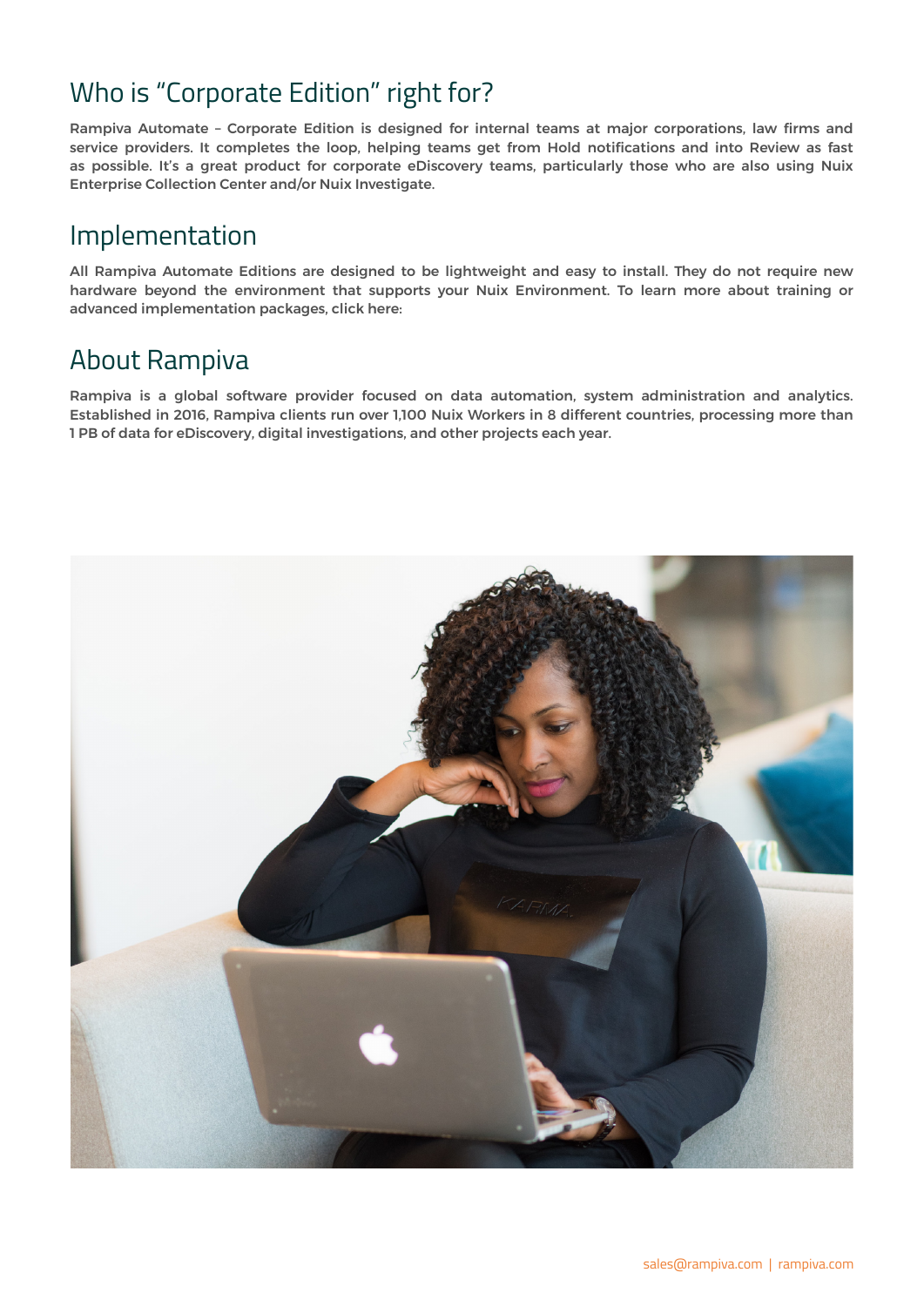## Who is "Corporate Edition" right for?

Rampiva Automate – Corporate Edition is designed for internal teams at major corporations, law firms and service providers. It completes the loop, helping teams get from Hold notifications and into Review as fast as possible. It's a great product for corporate eDiscovery teams, particularly those who are also using Nuix Enterprise Collection Center and/or Nuix Investigate.

## Implementation

All Rampiva Automate Editions are designed to be lightweight and easy to install. They do not require new hardware beyond the environment that supports your Nuix Environment. To learn more about training or advanced implementation packages, click here:

## About Rampiva

Rampiva is a global software provider focused on data automation, system administration and analytics. Established in 2016, Rampiva clients run over 1,100 Nuix Workers in 8 different countries, processing more than 1 PB of data for eDiscovery, digital investigations, and other projects each year.

sales@rampiva.com | rampiva.com